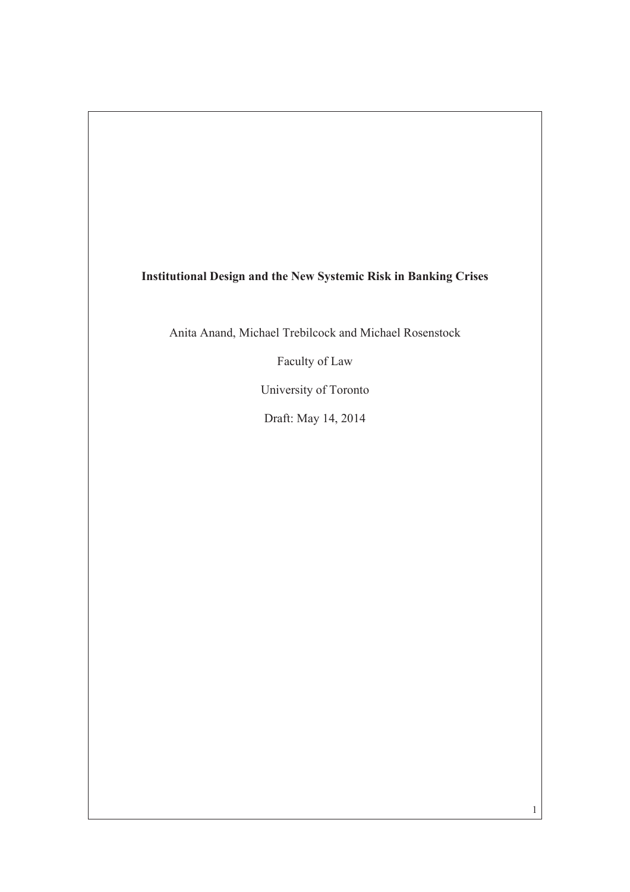**Institutional Design and the New Systemic Risk in Banking Crises**

Anita Anand, Michael Trebilcock and Michael Rosenstock

Faculty of Law

University of Toronto

Draft: May 14, 2014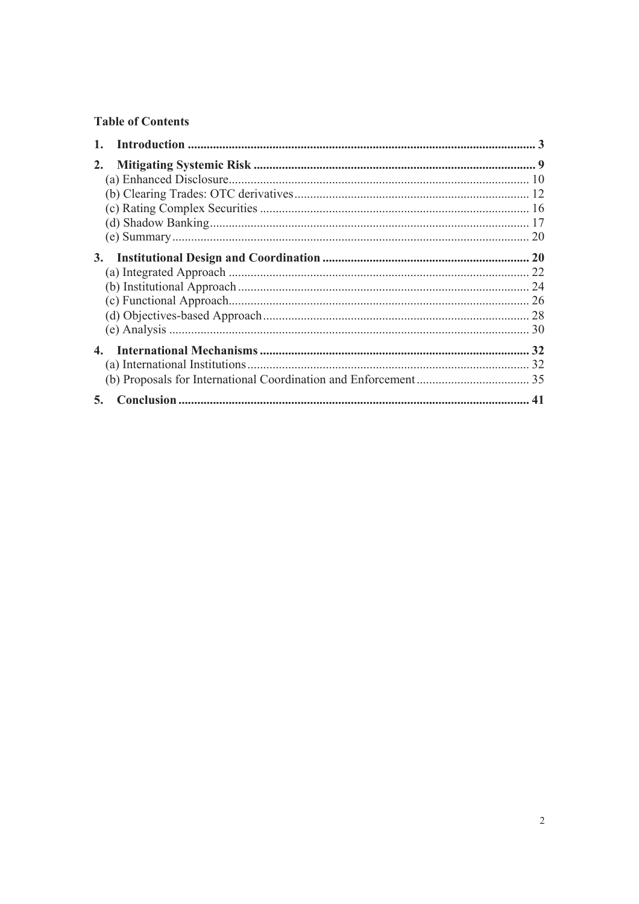**Table of Contents**

| | |
|---|---|
| **1. Introduction** | **3** |
| **2. Mitigating Systemic Risk** | **9** |
| (a) Enhanced Disclosure | 10 |
| (b) Clearing Trades: OTC derivatives | 12 |
| (c) Rating Complex Securities | 16 |
| (d) Shadow Banking | 17 |
| (e) Summary | 20 |
| **3. Institutional Design and Coordination** | **20** |
| (a) Integrated Approach | 22 |
| (b) Institutional Approach | 24 |
| (c) Functional Approach | 26 |
| (d) Objectives-based Approach | 28 |
| (e) Analysis | 30 |
| **4. International Mechanisms** | **32** |
| (a) International Institutions | 32 |
| (b) Proposals for International Coordination and Enforcement | 35 |
| **5. Conclusion** | **41** |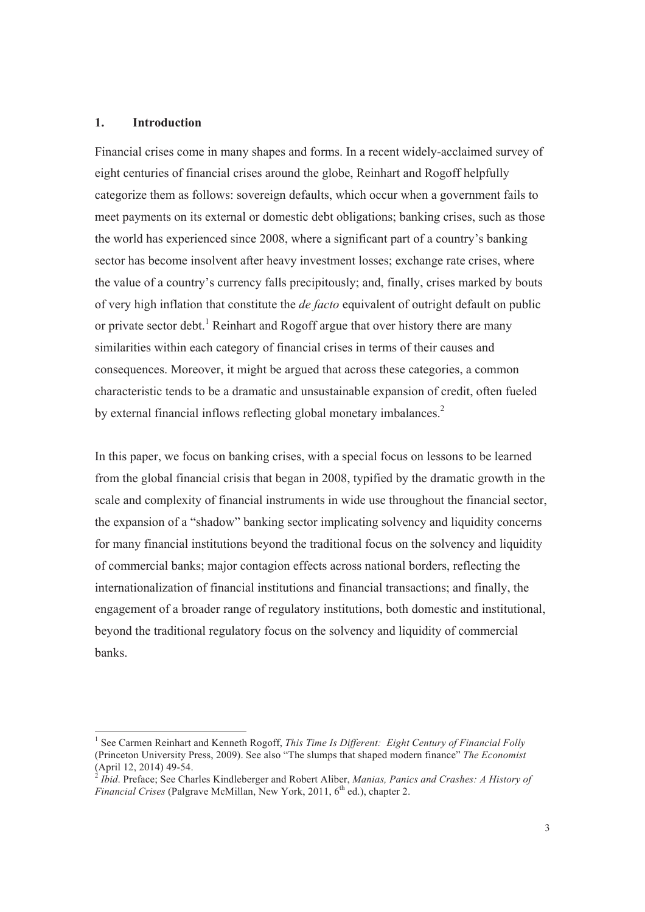## 1. Introduction

Financial crises come in many shapes and forms. In a recent widely-acclaimed survey of eight centuries of financial crises around the globe, Reinhart and Rogoff helpfully categorize them as follows: sovereign defaults, which occur when a government fails to meet payments on its external or domestic debt obligations; banking crises, such as those the world has experienced since 2008, where a significant part of a country's banking sector has become insolvent after heavy investment losses; exchange rate crises, where the value of a country's currency falls precipitously; and, finally, crises marked by bouts of very high inflation that constitute the *de facto* equivalent of outright default on public or private sector debt.[1] Reinhart and Rogoff argue that over history there are many similarities within each category of financial crises in terms of their causes and consequences. Moreover, it might be argued that across these categories, a common characteristic tends to be a dramatic and unsustainable expansion of credit, often fueled by external financial inflows reflecting global monetary imbalances.[2]

In this paper, we focus on banking crises, with a special focus on lessons to be learned from the global financial crisis that began in 2008, typified by the dramatic growth in the scale and complexity of financial instruments in wide use throughout the financial sector, the expansion of a "shadow" banking sector implicating solvency and liquidity concerns for many financial institutions beyond the traditional focus on the solvency and liquidity of commercial banks; major contagion effects across national borders, reflecting the internationalization of financial institutions and financial transactions; and finally, the engagement of a broader range of regulatory institutions, both domestic and institutional, beyond the traditional regulatory focus on the solvency and liquidity of commercial banks.

[1] See Carmen Reinhart and Kenneth Rogoff, *This Time Is Different: Eight Century of Financial Folly* (Princeton University Press, 2009). See also "The slumps that shaped modern finance" *The Economist* (April 12, 2014) 49-54.

[2] *Ibid*. Preface; See Charles Kindleberger and Robert Aliber, *Manias, Panics and Crashes: A History of Financial Crises* (Palgrave McMillan, New York, 2011, 6th ed.), chapter 2.